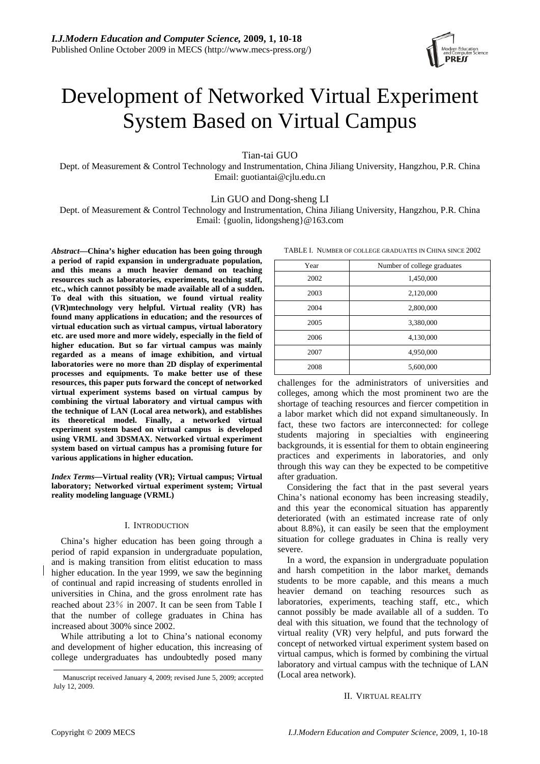# Development of Networked Virtual Experiment System Based on Virtual Campus

Tian-tai GUO

Dept. of Measurement & Control Technology and Instrumentation, China Jiliang University, Hangzhou, P.R. China
Email: guotiantai@cjlu.edu.cn

Lin GUO and Dong-sheng LI

Dept. of Measurement & Control Technology and Instrumentation, China Jiliang University, Hangzhou, P.R. China
Email: {guolin, lidongsheng}@163.com

***Abstract*—China's higher education has been going through a period of rapid expansion in undergraduate population, and this means a much heavier demand on teaching resources such as laboratories, experiments, teaching staff, etc., which cannot possibly be made available all of a sudden. To deal with this situation, we found virtual reality (VR)mtechnology very helpful. Virtual reality (VR) has found many applications in education; and the resources of virtual education such as virtual campus, virtual laboratory etc. are used more and more widely, especially in the field of higher education. But so far virtual campus was mainly regarded as a means of image exhibition, and virtual laboratories were no more than 2D display of experimental processes and equipments. To make better use of these resources, this paper puts forward the concept of networked virtual experiment systems based on virtual campus by combining the virtual laboratory and virtual campus with the technique of LAN (Local area network), and establishes its theoretical model. Finally, a networked virtual experiment system based on virtual campus is developed using VRML and 3DSMAX. Networked virtual experiment system based on virtual campus has a promising future for various applications in higher education.**

***Index Terms*—Virtual reality (VR); Virtual campus; Virtual laboratory; Networked virtual experiment system; Virtual reality modeling language (VRML)**

## I. Introduction

China's higher education has been going through a period of rapid expansion in undergraduate population, and is making transition from elitist education to mass higher education. In the year 1999, we saw the beginning of continual and rapid increasing of students enrolled in universities in China, and the gross enrolment rate has reached about 23％ in 2007. It can be seen from Table I that the number of college graduates in China has increased about 300% since 2002.

While attributing a lot to China's national economy and development of higher education, this increasing of college undergraduates has undoubtedly posed many challenges for the administrators of universities and colleges, among which the most prominent two are the shortage of teaching resources and fiercer competition in a labor market which did not expand simultaneously. In fact, these two factors are interconnected: for college students majoring in specialties with engineering backgrounds, it is essential for them to obtain engineering practices and experiments in laboratories, and only through this way can they be expected to be competitive after graduation.

TABLE I. Number of college graduates in China since 2002

| Year | Number of college graduates |
|---|---|
| 2002 | 1,450,000 |
| 2003 | 2,120,000 |
| 2004 | 2,800,000 |
| 2005 | 3,380,000 |
| 2006 | 4,130,000 |
| 2007 | 4,950,000 |
| 2008 | 5,600,000 |

Considering the fact that in the past several years China's national economy has been increasing steadily, and this year the economical situation has apparently deteriorated (with an estimated increase rate of only about 8.8%), it can easily be seen that the employment situation for college graduates in China is really very severe.

In a word, the expansion in undergraduate population and harsh competition in the labor market, demands students to be more capable, and this means a much heavier demand on teaching resources such as laboratories, experiments, teaching staff, etc., which cannot possibly be made available all of a sudden. To deal with this situation, we found that the technology of virtual reality (VR) very helpful, and puts forward the concept of networked virtual experiment system based on virtual campus, which is formed by combining the virtual laboratory and virtual campus with the technique of LAN (Local area network).

Manuscript received January 4, 2009; revised June 5, 2009; accepted July 12, 2009.

## II. Virtual Reality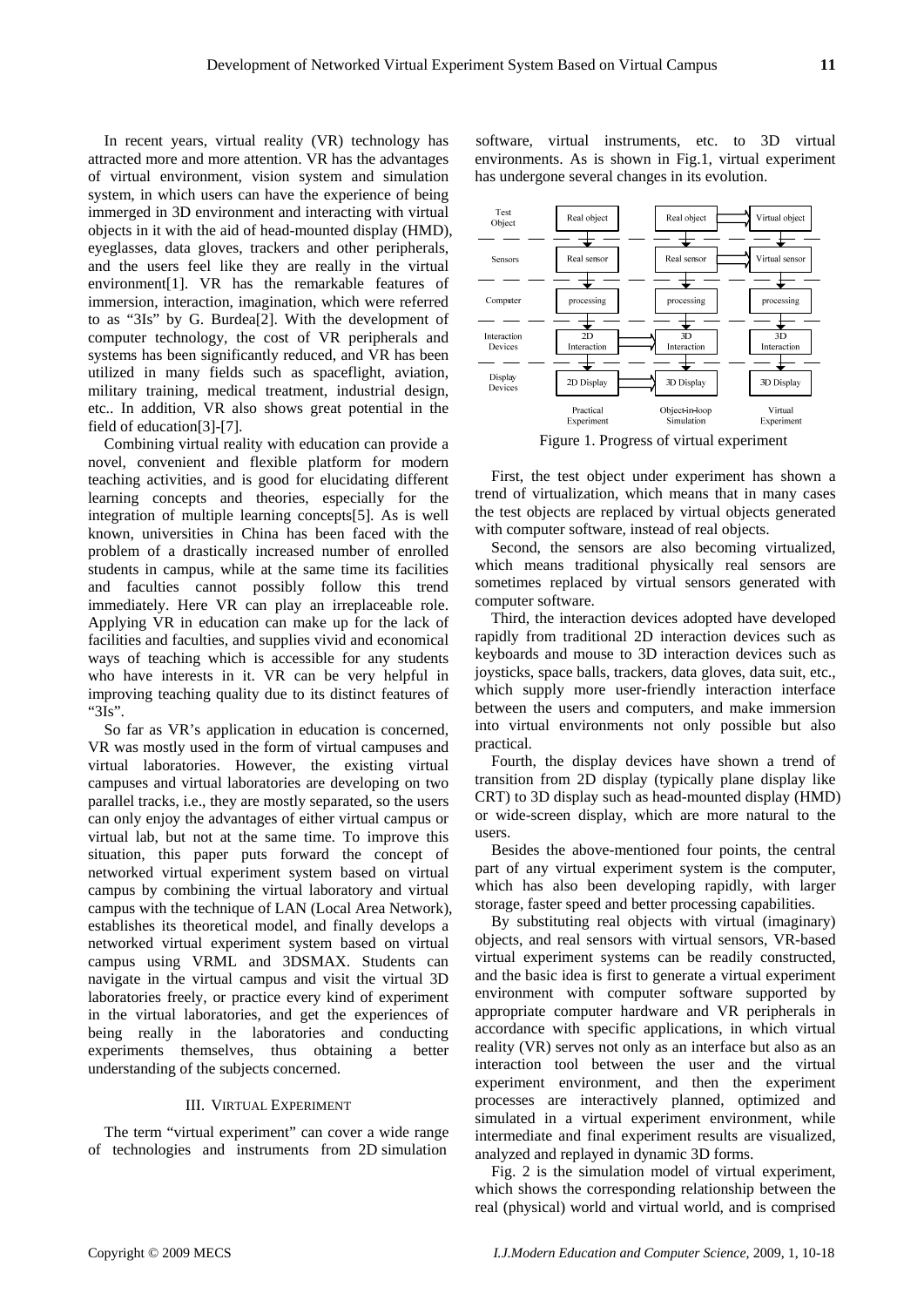In recent years, virtual reality (VR) technology has attracted more and more attention. VR has the advantages of virtual environment, vision system and simulation system, in which users can have the experience of being immerged in 3D environment and interacting with virtual objects in it with the aid of head-mounted display (HMD), eyeglasses, data gloves, trackers and other peripherals, and the users feel like they are really in the virtual environment[1]. VR has the remarkable features of immersion, interaction, imagination, which were referred to as "3Is" by G. Burdea[2]. With the development of computer technology, the cost of VR peripherals and systems has been significantly reduced, and VR has been utilized in many fields such as spaceflight, aviation, military training, medical treatment, industrial design, etc.. In addition, VR also shows great potential in the field of education[3]-[7].

Combining virtual reality with education can provide a novel, convenient and flexible platform for modern teaching activities, and is good for elucidating different learning concepts and theories, especially for the integration of multiple learning concepts[5]. As is well known, universities in China has been faced with the problem of a drastically increased number of enrolled students in campus, while at the same time its facilities and faculties cannot possibly follow this trend immediately. Here VR can play an irreplaceable role. Applying VR in education can make up for the lack of facilities and faculties, and supplies vivid and economical ways of teaching which is accessible for any students who have interests in it. VR can be very helpful in improving teaching quality due to its distinct features of "3Is".

So far as VR's application in education is concerned, VR was mostly used in the form of virtual campuses and virtual laboratories. However, the existing virtual campuses and virtual laboratories are developing on two parallel tracks, i.e., they are mostly separated, so the users can only enjoy the advantages of either virtual campus or virtual lab, but not at the same time. To improve this situation, this paper puts forward the concept of networked virtual experiment system based on virtual campus by combining the virtual laboratory and virtual campus with the technique of LAN (Local Area Network), establishes its theoretical model, and finally develops a networked virtual experiment system based on virtual campus using VRML and 3DSMAX. Students can navigate in the virtual campus and visit the virtual 3D laboratories freely, or practice every kind of experiment in the virtual laboratories, and get the experiences of being really in the laboratories and conducting experiments themselves, thus obtaining a better understanding of the subjects concerned.

## III. Virtual Experiment

The term "virtual experiment" can cover a wide range of technologies and instruments from 2D simulation software, virtual instruments, etc. to 3D virtual environments. As is shown in Fig.1, virtual experiment has undergone several changes in its evolution.

Test Object
Sensors
Computer
Interaction Devices
Display Devices
Real object
Real object
Virtual object
Real sensor
Real sensor
Virtual sensor
processing
processing
processing
2D Interaction
3D Interaction
3D Interaction
2D Display
3D Display
3D Display
Practical Experiment
Object-in-loop Simulation
Virtual Experiment

Figure 1. Progress of virtual experiment

First, the test object under experiment has shown a trend of virtualization, which means that in many cases the test objects are replaced by virtual objects generated with computer software, instead of real objects.

Second, the sensors are also becoming virtualized, which means traditional physically real sensors are sometimes replaced by virtual sensors generated with computer software.

Third, the interaction devices adopted have developed rapidly from traditional 2D interaction devices such as keyboards and mouse to 3D interaction devices such as joysticks, space balls, trackers, data gloves, data suit, etc., which supply more user-friendly interaction interface between the users and computers, and make immersion into virtual environments not only possible but also practical.

Fourth, the display devices have shown a trend of transition from 2D display (typically plane display like CRT) to 3D display such as head-mounted display (HMD) or wide-screen display, which are more natural to the users.

Besides the above-mentioned four points, the central part of any virtual experiment system is the computer, which has also been developing rapidly, with larger storage, faster speed and better processing capabilities.

By substituting real objects with virtual (imaginary) objects, and real sensors with virtual sensors, VR-based virtual experiment systems can be readily constructed, and the basic idea is first to generate a virtual experiment environment with computer software supported by appropriate computer hardware and VR peripherals in accordance with specific applications, in which virtual reality (VR) serves not only as an interface but also as an interaction tool between the user and the virtual experiment environment, and then the experiment processes are interactively planned, optimized and simulated in a virtual experiment environment, while intermediate and final experiment results are visualized, analyzed and replayed in dynamic 3D forms.

Fig. 2 is the simulation model of virtual experiment, which shows the corresponding relationship between the real (physical) world and virtual world, and is comprised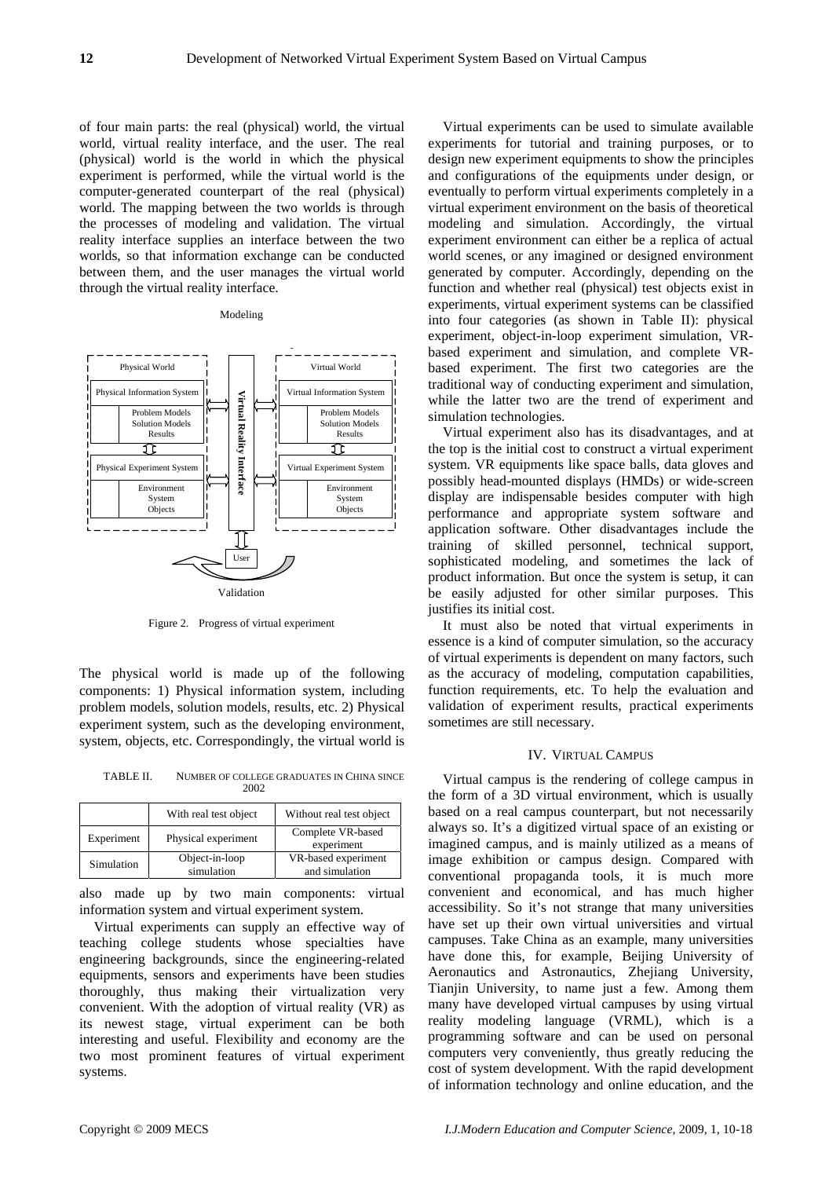of four main parts: the real (physical) world, the virtual world, virtual reality interface, and the user. The real (physical) world is the world in which the physical experiment is performed, while the virtual world is the computer-generated counterpart of the real (physical) world. The mapping between the two worlds is through the processes of modeling and validation. The virtual reality interface supplies an interface between the two worlds, so that information exchange can be conducted between them, and the user manages the virtual world through the virtual reality interface.

Modeling

Physical World

Physical Information System

Problem Models
Solution Models
Results

Physical Experiment System

Environment
System
Objects

Virtual Reality Interface

Virtual World

Virtual Information System

Problem Models
Solution Models
Results

Virtual Experiment System

Environment
System
Objects

User

Validation

Figure 2. Progress of virtual experiment

The physical world is made up of the following components: 1) Physical information system, including problem models, solution models, results, etc. 2) Physical experiment system, such as the developing environment, system, objects, etc. Correspondingly, the virtual world is also made up by two main components: virtual information system and virtual experiment system.

TABLE II. NUMBER OF COLLEGE GRADUATES IN CHINA SINCE 2002

| | With real test object | Without real test object |
|---|---|---|
| Experiment | Physical experiment | Complete VR-based experiment |
| Simulation | Object-in-loop simulation | VR-based experiment and simulation |

Virtual experiments can supply an effective way of teaching college students whose specialties have engineering backgrounds, since the engineering-related equipments, sensors and experiments have been studies thoroughly, thus making their virtualization very convenient. With the adoption of virtual reality (VR) as its newest stage, virtual experiment can be both interesting and useful. Flexibility and economy are the two most prominent features of virtual experiment systems.

Virtual experiments can be used to simulate available experiments for tutorial and training purposes, or to design new experiment equipments to show the principles and configurations of the equipments under design, or eventually to perform virtual experiments completely in a virtual experiment environment on the basis of theoretical modeling and simulation. Accordingly, the virtual experiment environment can either be a replica of actual world scenes, or any imagined or designed environment generated by computer. Accordingly, depending on the function and whether real (physical) test objects exist in experiments, virtual experiment systems can be classified into four categories (as shown in Table II): physical experiment, object-in-loop experiment simulation, VR-based experiment and simulation, and complete VR-based experiment. The first two categories are the traditional way of conducting experiment and simulation, while the latter two are the trend of experiment and simulation technologies.

Virtual experiment also has its disadvantages, and at the top is the initial cost to construct a virtual experiment system. VR equipments like space balls, data gloves and possibly head-mounted displays (HMDs) or wide-screen display are indispensable besides computer with high performance and appropriate system software and application software. Other disadvantages include the training of skilled personnel, technical support, sophisticated modeling, and sometimes the lack of product information. But once the system is setup, it can be easily adjusted for other similar purposes. This justifies its initial cost.

It must also be noted that virtual experiments in essence is a kind of computer simulation, so the accuracy of virtual experiments is dependent on many factors, such as the accuracy of modeling, computation capabilities, function requirements, etc. To help the evaluation and validation of experiment results, practical experiments sometimes are still necessary.

## IV. VIRTUAL CAMPUS

Virtual campus is the rendering of college campus in the form of a 3D virtual environment, which is usually based on a real campus counterpart, but not necessarily always so. It's a digitized virtual space of an existing or imagined campus, and is mainly utilized as a means of image exhibition or campus design. Compared with conventional propaganda tools, it is much more convenient and economical, and has much higher accessibility. So it's not strange that many universities have set up their own virtual universities and virtual campuses. Take China as an example, many universities have done this, for example, Beijing University of Aeronautics and Astronautics, Zhejiang University, Tianjin University, to name just a few. Among them many have developed virtual campuses by using virtual reality modeling language (VRML), which is a programming software and can be used on personal computers very conveniently, thus greatly reducing the cost of system development. With the rapid development of information technology and online education, and the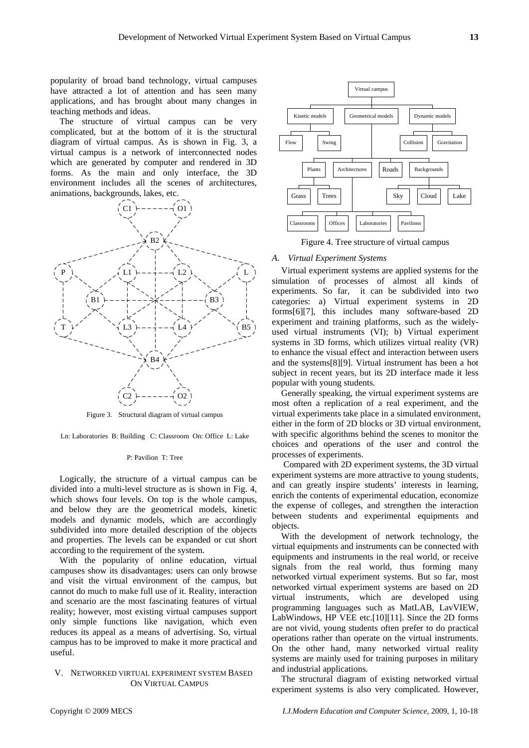popularity of broad band technology, virtual campuses have attracted a lot of attention and has seen many applications, and has brought about many changes in teaching methods and ideas.

The structure of virtual campus can be very complicated, but at the bottom of it is the structural diagram of virtual campus. As is shown in Fig. 3, a virtual campus is a network of interconnected nodes which are generated by computer and rendered in 3D forms. As the main and only interface, the 3D environment includes all the scenes of architectures, animations, backgrounds, lakes, etc.

C1
O1
B2
P
L1
L2
L
B1
B3
T
L3
L4
B5
B4
C2
O2

Figure 3. Structural diagram of virtual campus

Ln: Laboratories B: Building C: Classroom On: Office L: Lake

P: Pavilion T: Tree

Logically, the structure of a virtual campus can be divided into a multi-level structure as is shown in Fig. 4, which shows four levels. On top is the whole campus, and below they are the geometrical models, kinetic models and dynamic models, which are accordingly subdivided into more detailed description of the objects and properties. The levels can be expanded or cut short according to the requirement of the system.

With the popularity of online education, virtual campuses show its disadvantages: users can only browse and visit the virtual environment of the campus, but cannot do much to make full use of it. Reality, interaction and scenario are the most fascinating features of virtual reality; however, most existing virtual campuses support only simple functions like navigation, which even reduces its appeal as a means of advertising. So, virtual campus has to be improved to make it more practical and useful.

## V. Networked Virtual Experiment System Based on Virtual Campus

Virtual campus
Kinetic models
Geometrical models
Dynamic models
Flow
Swing
Collision
Gravitation
Plants
Architectures
Roads
Backgrounds
Grass
Trees
Sky
Cloud
Lake
Classrooms
Offices
Laboratories
Pavilions

Figure 4. Tree structure of virtual campus

### A. Virtual Experiment Systems

Virtual experiment systems are applied systems for the simulation of processes of almost all kinds of experiments. So far, it can be subdivided into two categories: a) Virtual experiment systems in 2D forms[6][7], this includes many software-based 2D experiment and training platforms, such as the widely-used virtual instruments (VI); b) Virtual experiment systems in 3D forms, which utilizes virtual reality (VR) to enhance the visual effect and interaction between users and the systems[8][9]. Virtual instrument has been a hot subject in recent years, but its 2D interface made it less popular with young students.

Generally speaking, the virtual experiment systems are most often a replication of a real experiment, and the virtual experiments take place in a simulated environment, either in the form of 2D blocks or 3D virtual environment, with specific algorithms behind the scenes to monitor the choices and operations of the user and control the processes of experiments.

Compared with 2D experiment systems, the 3D virtual experiment systems are more attractive to young students, and can greatly inspire students' interests in learning, enrich the contents of experimental education, economize the expense of colleges, and strengthen the interaction between students and experimental equipments and objects.

With the development of network technology, the virtual equipments and instruments can be connected with equipments and instruments in the real world, or receive signals from the real world, thus forming many networked virtual experiment systems. But so far, most networked virtual experiment systems are based on 2D virtual instruments, which are developed using programming languages such as MatLAB, LavVIEW, LabWindows, HP VEE etc.[10][11]. Since the 2D forms are not vivid, young students often prefer to do practical operations rather than operate on the virtual instruments. On the other hand, many networked virtual reality systems are mainly used for training purposes in military and industrial applications.

The structural diagram of existing networked virtual experiment systems is also very complicated. However,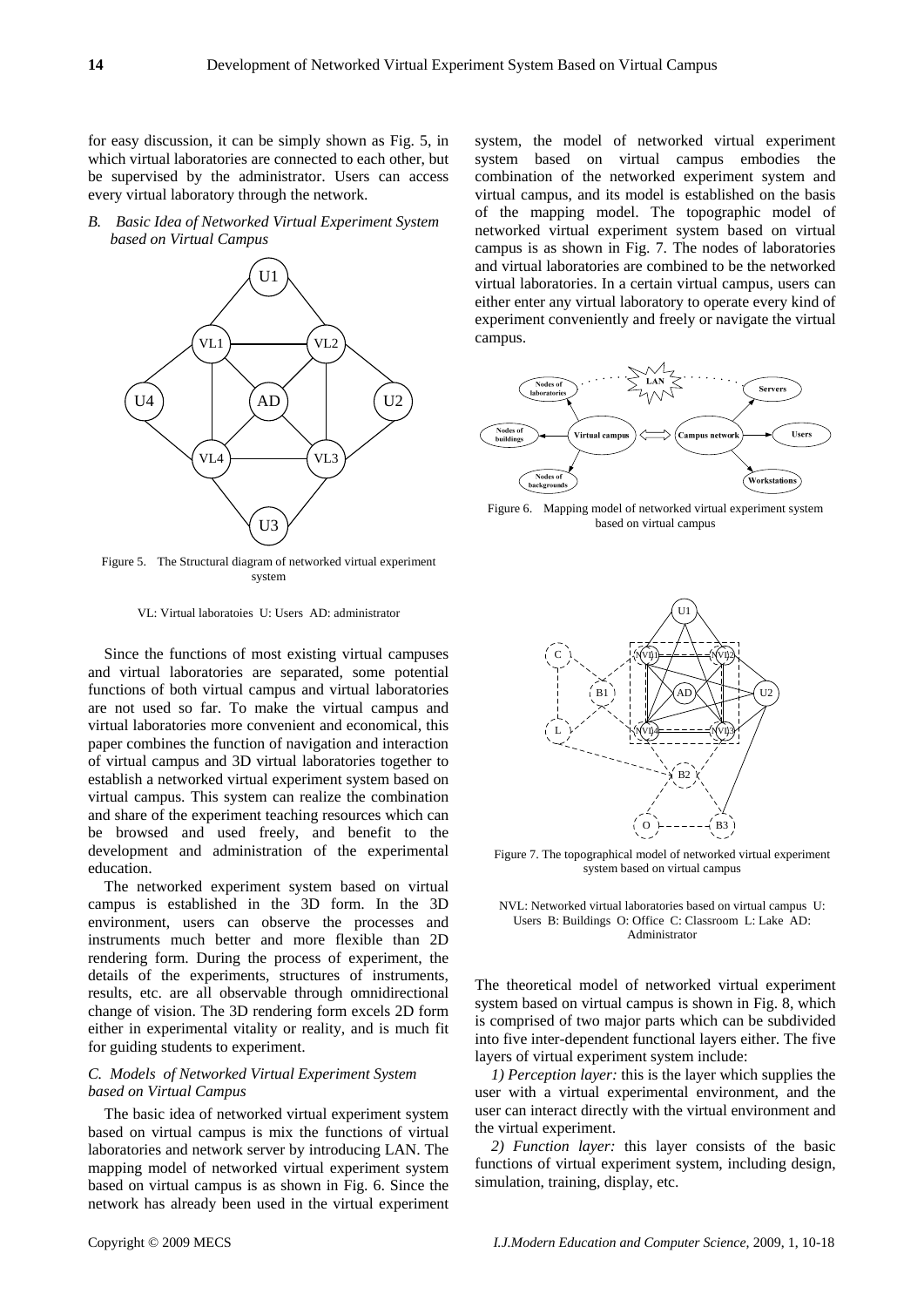for easy discussion, it can be simply shown as Fig. 5, in which virtual laboratories are connected to each other, but be supervised by the administrator. Users can access every virtual laboratory through the network.

### *B. Basic Idea of Networked Virtual Experiment System based on Virtual Campus*

U1
VL1
VL2
U4
AD
U2
VL4
VL3
U3

Figure 5. The Structural diagram of networked virtual experiment system

VL: Virtual laboratoies U: Users AD: administrator

Since the functions of most existing virtual campuses and virtual laboratories are separated, some potential functions of both virtual campus and virtual laboratories are not used so far. To make the virtual campus and virtual laboratories more convenient and economical, this paper combines the function of navigation and interaction of virtual campus and 3D virtual laboratories together to establish a networked virtual experiment system based on virtual campus. This system can realize the combination and share of the experiment teaching resources which can be browsed and used freely, and benefit to the development and administration of the experimental education.

The networked experiment system based on virtual campus is established in the 3D form. In the 3D environment, users can observe the processes and instruments much better and more flexible than 2D rendering form. During the process of experiment, the details of the experiments, structures of instruments, results, etc. are all observable through omnidirectional change of vision. The 3D rendering form excels 2D form either in experimental vitality or reality, and is much fit for guiding students to experiment.

### *C. Models of Networked Virtual Experiment System based on Virtual Campus*

The basic idea of networked virtual experiment system based on virtual campus is mix the functions of virtual laboratories and network server by introducing LAN. The mapping model of networked virtual experiment system based on virtual campus is as shown in Fig. 6. Since the network has already been used in the virtual experiment system, the model of networked virtual experiment system based on virtual campus embodies the combination of the networked experiment system and virtual campus, and its model is established on the basis of the mapping model. The topographic model of networked virtual experiment system based on virtual campus is as shown in Fig. 7. The nodes of laboratories and virtual laboratories are combined to be the networked virtual laboratories. In a certain virtual campus, users can either enter any virtual laboratory to operate every kind of experiment conveniently and freely or navigate the virtual campus.

Nodes of laboratories
LAN
Servers
Nodes of buildings
Virtual campus
Campus network
Users
Nodes of backgrounds
Workstations

Figure 6. Mapping model of networked virtual experiment system based on virtual campus

U1
C
NVL1
NVL2
B1
AD
U2
L
NVL4
NVL3
B2
O
B3

Figure 7. The topographical model of networked virtual experiment system based on virtual campus

NVL: Networked virtual laboratories based on virtual campus U: Users B: Buildings O: Office C: Classroom L: Lake AD: Administrator

The theoretical model of networked virtual experiment system based on virtual campus is shown in Fig. 8, which is comprised of two major parts which can be subdivided into five inter-dependent functional layers either. The five layers of virtual experiment system include:

*1) Perception layer:* this is the layer which supplies the user with a virtual experimental environment, and the user can interact directly with the virtual environment and the virtual experiment.

*2) Function layer:* this layer consists of the basic functions of virtual experiment system, including design, simulation, training, display, etc.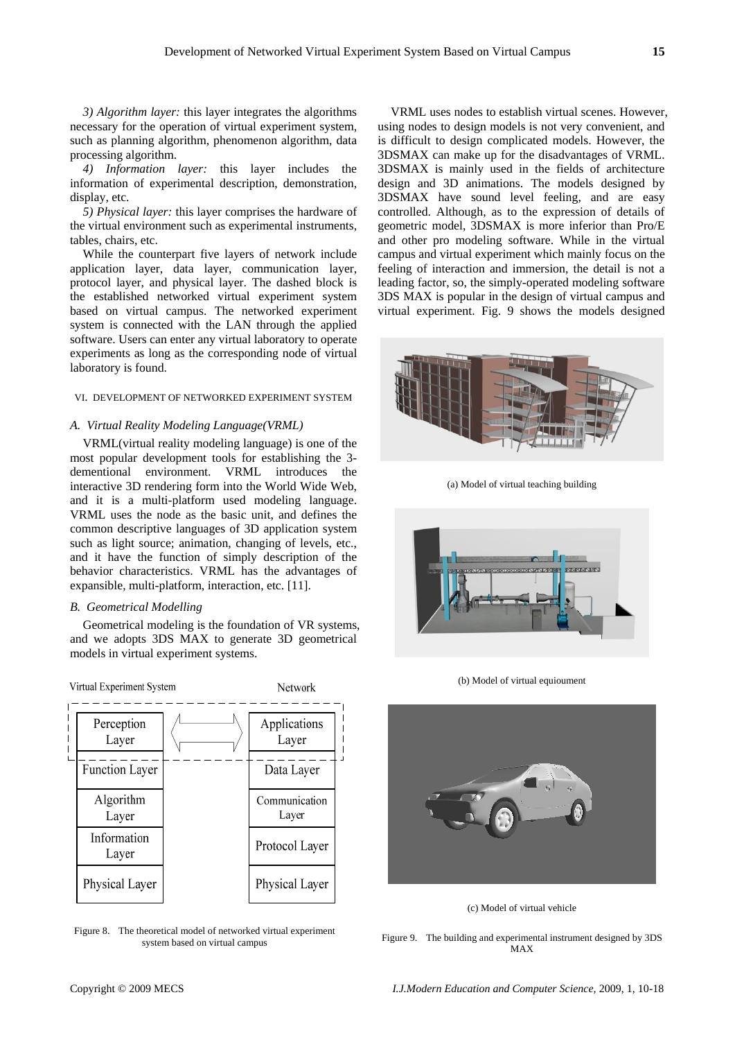*3) Algorithm layer:* this layer integrates the algorithms necessary for the operation of virtual experiment system, such as planning algorithm, phenomenon algorithm, data processing algorithm.

*4) Information layer:* this layer includes the information of experimental description, demonstration, display, etc.

*5) Physical layer:* this layer comprises the hardware of the virtual environment such as experimental instruments, tables, chairs, etc.

While the counterpart five layers of network include application layer, data layer, communication layer, protocol layer, and physical layer. The dashed block is the established networked virtual experiment system based on virtual campus. The networked experiment system is connected with the LAN through the applied software. Users can enter any virtual laboratory to operate experiments as long as the corresponding node of virtual laboratory is found.

Virtual Experiment System

Network

Perception Layer

Applications Layer

Function Layer

Data Layer

Algorithm Layer

Communication Layer

Information Layer

Protocol Layer

Physical Layer

Physical Layer

Figure 8. The theoretical model of networked virtual experiment system based on virtual campus

## VI. DEVELOPMENT OF NETWORKED EXPERIMENT SYSTEM

### *A. Virtual Reality Modeling Language(VRML)*

VRML(virtual reality modeling language) is one of the most popular development tools for establishing the 3-demensional environment. VRML introduces the interactive 3D rendering form into the World Wide Web, and it is a multi-platform used modeling language. VRML uses the node as the basic unit, and defines the common descriptive languages of 3D application system such as light source; animation, changing of levels, etc., and it have the function of simply description of the behavior characteristics. VRML has the advantages of expansible, multi-platform, interaction, etc. [11].

### *B. Geometrical Modelling*

Geometrical modeling is the foundation of VR systems, and we adopts 3DS MAX to generate 3D geometrical models in virtual experiment systems.

VRML uses nodes to establish virtual scenes. However, using nodes to design models is not very convenient, and is difficult to design complicated models. However, the 3DSMAX can make up for the disadvantages of VRML. 3DSMAX is mainly used in the fields of architecture design and 3D animations. The models designed by 3DSMAX have sound level feeling, and are easy controlled. Although, as to the expression of details of geometric model, 3DSMAX is more inferior than Pro/E and other pro modeling software. While in the virtual campus and virtual experiment which mainly focus on the feeling of interaction and immersion, the detail is not a leading factor, so, the simply-operated modeling software 3DS MAX is popular in the design of virtual campus and virtual experiment. Fig. 9 shows the models designed

(a) Model of virtual teaching building

(b) Model of virtual equioument

(c) Model of virtual vehicle

Figure 9. The building and experimental instrument designed by 3DS MAX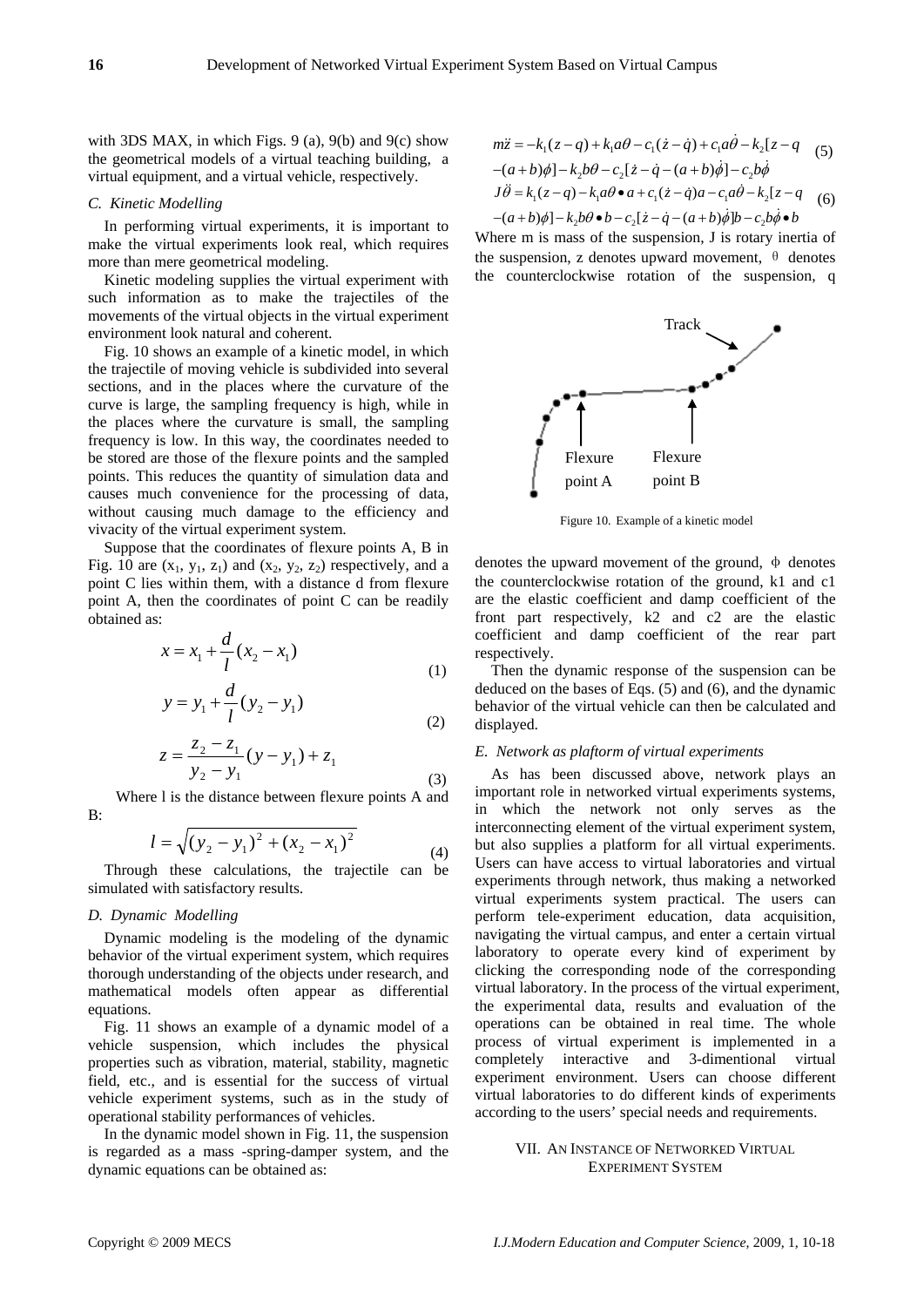with 3DS MAX, in which Figs. 9 (a), 9(b) and 9(c) show the geometrical models of a virtual teaching building, a virtual equipment, and a virtual vehicle, respectively.

### C. Kinetic Modelling

In performing virtual experiments, it is important to make the virtual experiments look real, which requires more than mere geometrical modeling.

Kinetic modeling supplies the virtual experiment with such information as to make the trajectiles of the movements of the virtual objects in the virtual experiment environment look natural and coherent.

Fig. 10 shows an example of a kinetic model, in which the trajectile of moving vehicle is subdivided into several sections, and in the places where the curvature of the curve is large, the sampling frequency is high, while in the places where the curvature is small, the sampling frequency is low. In this way, the coordinates needed to be stored are those of the flexure points and the sampled points. This reduces the quantity of simulation data and causes much convenience for the processing of data, without causing much damage to the efficiency and vivacity of the virtual experiment system.

Suppose that the coordinates of flexure points A, B in Fig. 10 are $(x_1, y_1, z_1)$ and $(x_2, y_2, z_2)$ respectively, and a point C lies within them, with a distance d from flexure point A, then the coordinates of point C can be readily obtained as:

$$x = x_1 + \frac{d}{l}(x_2 - x_1) \tag{1}$$

$$y = y_1 + \frac{d}{l}(y_2 - y_1) \tag{2}$$

$$z = \frac{z_2 - z_1}{y_2 - y_1}(y - y_1) + z_1 \tag{3}$$

Where l is the distance between flexure points A and B:

$$l = \sqrt{(y_2 - y_1)^2 + (x_2 - x_1)^2} \tag{4}$$

Through these calculations, the trajectile can be simulated with satisfactory results.

### D. Dynamic Modelling

Dynamic modeling is the modeling of the dynamic behavior of the virtual experiment system, which requires thorough understanding of the objects under research, and mathematical models often appear as differential equations.

Fig. 11 shows an example of a dynamic model of a vehicle suspension, which includes the physical properties such as vibration, material, stability, magnetic field, etc., and is essential for the success of virtual vehicle experiment systems, such as in the study of operational stability performances of vehicles.

In the dynamic model shown in Fig. 11, the suspension is regarded as a mass -spring-damper system, and the dynamic equations can be obtained as:

$$m\ddot{z} = -k_1(z-q) + k_1 a\theta - c_1(\dot{z} - \dot{q}) + c_1 a\dot{\theta} - k_2[z - q - (a+b)\phi] - k_2 b\theta - c_2[\dot{z} - \dot{q} - (a+b)\dot{\phi}] - c_2 b\dot{\phi} \tag{5}$$

$$J\ddot{\theta} = k_1(z-q) - k_1 a\theta \bullet a + c_1(\dot{z} - \dot{q})a - c_1 a\dot{\theta} - k_2[z - q - (a+b)\phi] - k_2 b\theta \bullet b - c_2[\dot{z} - \dot{q} - (a+b)\dot{\phi}]b - c_2 b\dot{\phi} \bullet b \tag{6}$$

Where m is mass of the suspension, J is rotary inertia of the suspension, z denotes upward movement, $\theta$ denotes the counterclockwise rotation of the suspension, q denotes the upward movement of the ground, $\phi$ denotes the counterclockwise rotation of the ground, k1 and c1 are the elastic coefficient and damp coefficient of the front part respectively, k2 and c2 are the elastic coefficient and damp coefficient of the rear part respectively.

Track

Flexure point A

Flexure point B

Figure 10. Example of a kinetic model

Then the dynamic response of the suspension can be deduced on the bases of Eqs. (5) and (6), and the dynamic behavior of the virtual vehicle can then be calculated and displayed.

### E. Network as plaftorm of virtual experiments

As has been discussed above, network plays an important role in networked virtual experiments systems, in which the network not only serves as the interconnecting element of the virtual experiment system, but also supplies a platform for all virtual experiments. Users can have access to virtual laboratories and virtual experiments through network, thus making a networked virtual experiments system practical. The users can perform tele-experiment education, data acquisition, navigating the virtual campus, and enter a certain virtual laboratory to operate every kind of experiment by clicking the corresponding node of the corresponding virtual laboratory. In the process of the virtual experiment, the experimental data, results and evaluation of the operations can be obtained in real time. The whole process of virtual experiment is implemented in a completely interactive and 3-dimentional virtual experiment environment. Users can choose different virtual laboratories to do different kinds of experiments according to the users' special needs and requirements.

## VII. An Instance of Networked Virtual Experiment System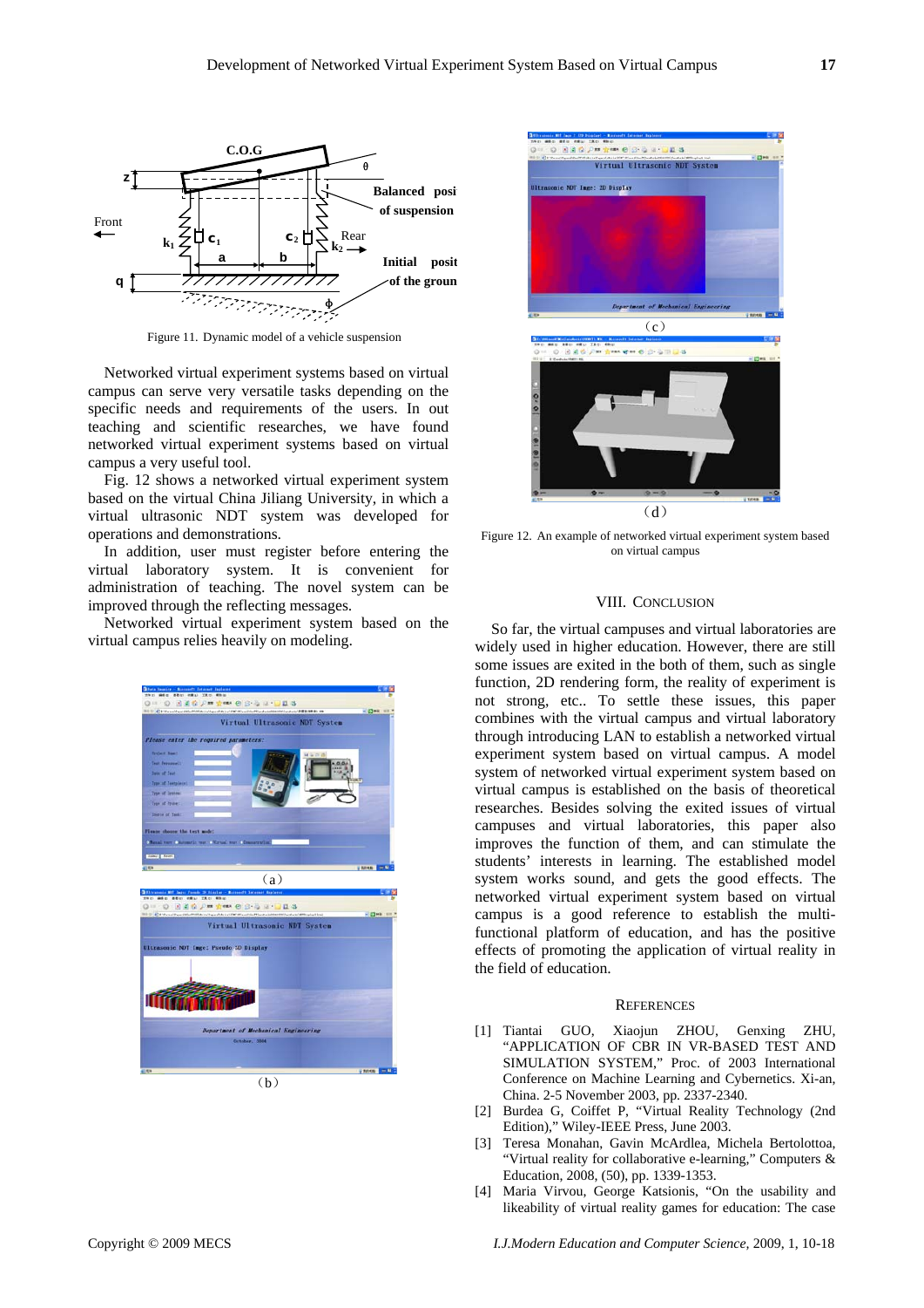C.O.G

θ

z

Balanced posi of suspension

Front

$k_1$ $c_1$ $c_2$ Rear $k_2$

a b

Initial posit of the groun

q

ϕ

Figure 11. Dynamic model of a vehicle suspension

Networked virtual experiment systems based on virtual campus can serve very versatile tasks depending on the specific needs and requirements of the users. In out teaching and scientific researches, we have found networked virtual experiment systems based on virtual campus a very useful tool.

Fig. 12 shows a networked virtual experiment system based on the virtual China Jiliang University, in which a virtual ultrasonic NDT system was developed for operations and demonstrations.

In addition, user must register before entering the virtual laboratory system. It is convenient for administration of teaching. The novel system can be improved through the reflecting messages.

Networked virtual experiment system based on the virtual campus relies heavily on modeling.

（a）

（b）

（c）

（d）

Figure 12. An example of networked virtual experiment system based on virtual campus

## VIII. Conclusion

So far, the virtual campuses and virtual laboratories are widely used in higher education. However, there are still some issues are exited in the both of them, such as single function, 2D rendering form, the reality of experiment is not strong, etc.. To settle these issues, this paper combines with the virtual campus and virtual laboratory through introducing LAN to establish a networked virtual experiment system based on virtual campus. A model system of networked virtual experiment system based on virtual campus is established on the basis of theoretical researches. Besides solving the exited issues of virtual campuses and virtual laboratories, this paper also improves the function of them, and can stimulate the students' interests in learning. The established model system works sound, and gets the good effects. The networked virtual experiment system based on virtual campus is a good reference to establish the multi-functional platform of education, and has the positive effects of promoting the application of virtual reality in the field of education.

## References

[1] Tiantai GUO, Xiaojun ZHOU, Genxing ZHU, "APPLICATION OF CBR IN VR-BASED TEST AND SIMULATION SYSTEM," Proc. of 2003 International Conference on Machine Learning and Cybernetics. Xi-an, China. 2-5 November 2003, pp. 2337-2340.

[2] Burdea G, Coiffet P, "Virtual Reality Technology (2nd Edition)," Wiley-IEEE Press, June 2003.

[3] Teresa Monahan, Gavin McArdlea, Michela Bertolottoa, "Virtual reality for collaborative e-learning," Computers & Education, 2008, (50), pp. 1339-1353.

[4] Maria Virvou, George Katsionis, "On the usability and likeability of virtual reality games for education: The case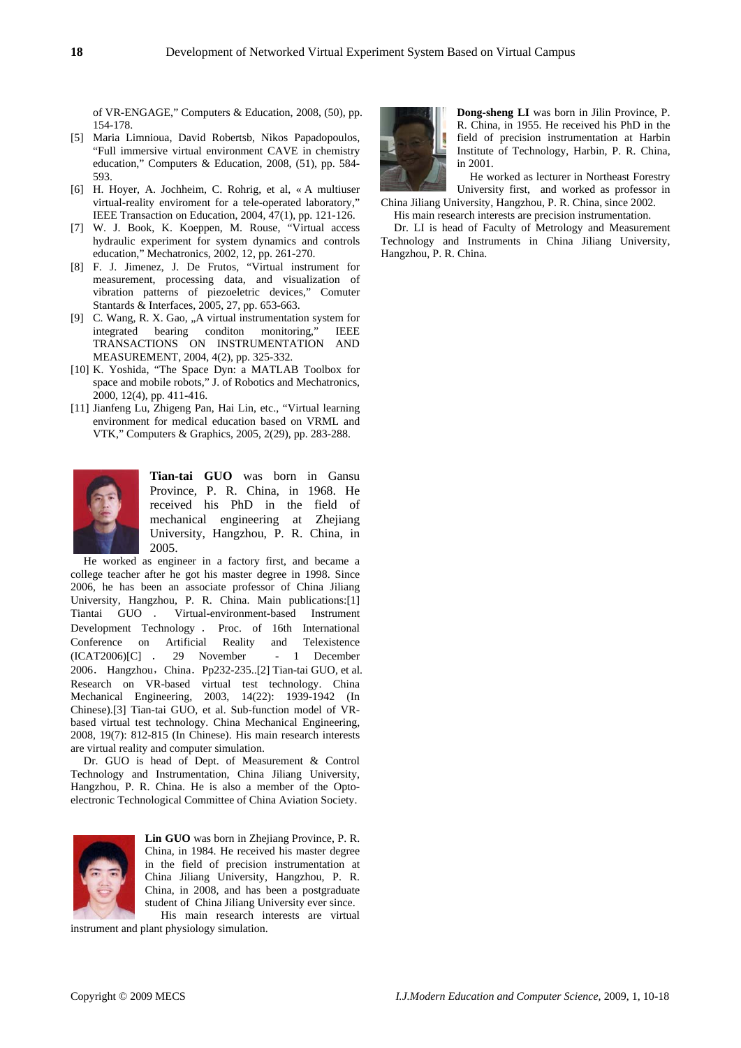of VR-ENGAGE," Computers & Education, 2008, (50), pp. 154-178.

[5] Maria Limnioua, David Robertsb, Nikos Papadopoulos, "Full immersive virtual environment CAVE in chemistry education," Computers & Education, 2008, (51), pp. 584-593.

[6] H. Hoyer, A. Jochheim, C. Rohrig, et al, « A multiuser virtual-reality enviroment for a tele-operated laboratory," IEEE Transaction on Education, 2004, 47(1), pp. 121-126.

[7] W. J. Book, K. Koeppen, M. Rouse, "Virtual access hydraulic experiment for system dynamics and controls education," Mechatronics, 2002, 12, pp. 261-270.

[8] F. J. Jimenez, J. De Frutos, "Virtual instrument for measurement, processing data, and visualization of vibration patterns of piezoeletric devices," Comuter Stantards & Interfaces, 2005, 27, pp. 653-663.

[9] C. Wang, R. X. Gao, „A virtual instrumentation system for integrated bearing conditon monitoring," IEEE TRANSACTIONS ON INSTRUMENTATION AND MEASUREMENT, 2004, 4(2), pp. 325-332.

[10] K. Yoshida, "The Space Dyn: a MATLAB Toolbox for space and mobile robots," J. of Robotics and Mechatronics, 2000, 12(4), pp. 411-416.

[11] Jianfeng Lu, Zhigeng Pan, Hai Lin, etc., "Virtual learning environment for medical education based on VRML and VTK," Computers & Graphics, 2005, 2(29), pp. 283-288.

**Tian-tai GUO** was born in Gansu Province, P. R. China, in 1968. He received his PhD in the field of mechanical engineering at Zhejiang University, Hangzhou, P. R. China, in 2005.

He worked as engineer in a factory first, and became a college teacher after he got his master degree in 1998. Since 2006, he has been an associate professor of China Jiliang University, Hangzhou, P. R. China. Main publications:[1] Tiantai GUO . Virtual-environment-based Instrument Development Technology . Proc. of 16th International Conference on Artificial Reality and Telexistence (ICAT2006)[C] . 29 November - 1 December 2006. Hangzhou，China. Pp232-235..[2] Tian-tai GUO, et al. Research on VR-based virtual test technology. China Mechanical Engineering, 2003, 14(22): 1939-1942 (In Chinese).[3] Tian-tai GUO, et al. Sub-function model of VR-based virtual test technology. China Mechanical Engineering, 2008, 19(7): 812-815 (In Chinese). His main research interests are virtual reality and computer simulation.

Dr. GUO is head of Dept. of Measurement & Control Technology and Instrumentation, China Jiliang University, Hangzhou, P. R. China. He is also a member of the Opto-electronic Technological Committee of China Aviation Society.

**Lin GUO** was born in Zhejiang Province, P. R. China, in 1984. He received his master degree in the field of precision instrumentation at China Jiliang University, Hangzhou, P. R. China, in 2008, and has been a postgraduate student of China Jiliang University ever since.

His main research interests are virtual instrument and plant physiology simulation.

**Dong-sheng LI** was born in Jilin Province, P. R. China, in 1955. He received his PhD in the field of precision instrumentation at Harbin Institute of Technology, Harbin, P. R. China, in 2001.

He worked as lecturer in Northeast Forestry University first, and worked as professor in China Jiliang University, Hangzhou, P. R. China, since 2002.

His main research interests are precision instrumentation.

Dr. LI is head of Faculty of Metrology and Measurement Technology and Instruments in China Jiliang University, Hangzhou, P. R. China.